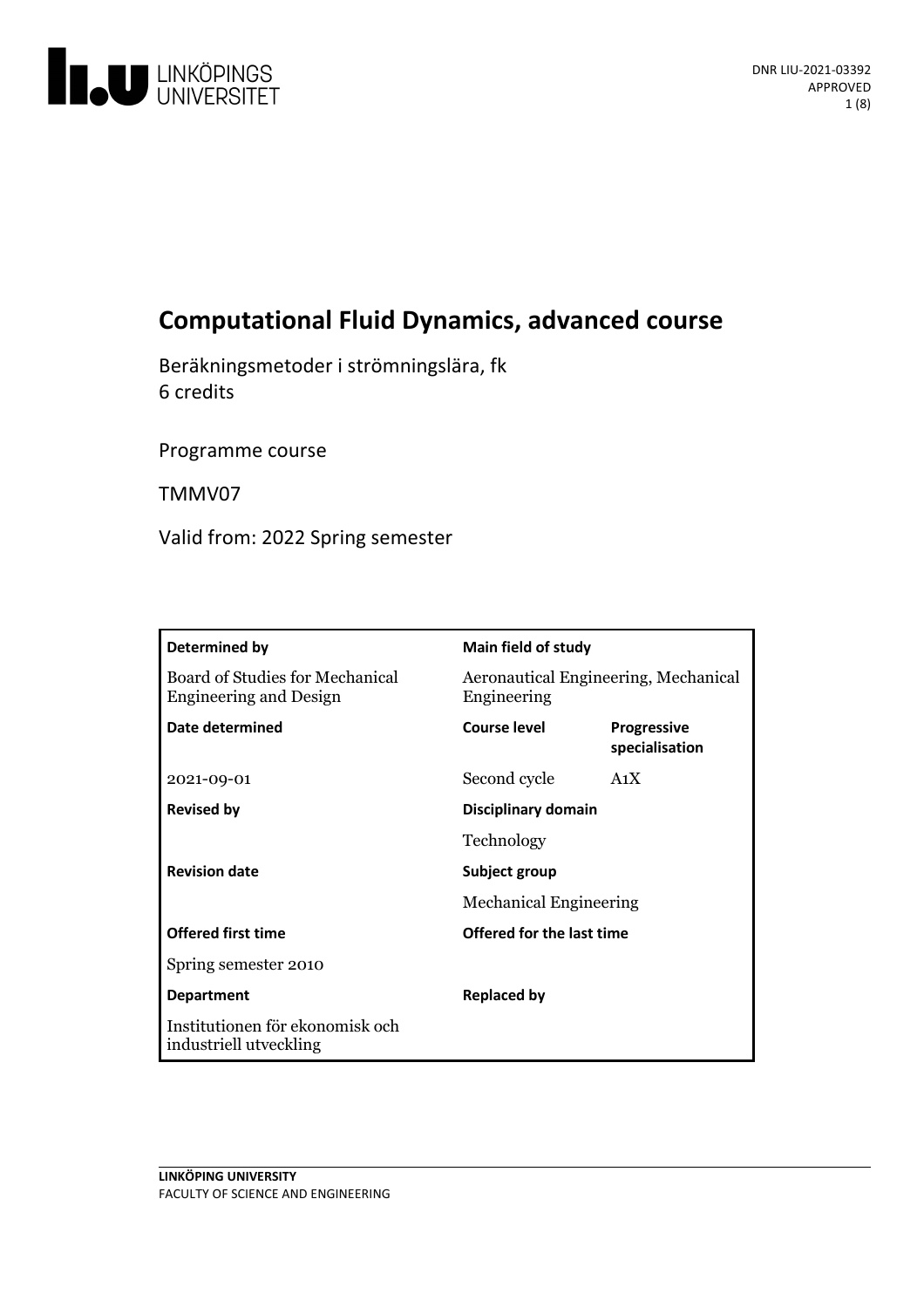# Computational Fluid Dynamics, advanced course

Beräkningsmetoder i strömningslära, fk
6 credits

Programme course

TMMV07

Valid from: 2022 Spring semester

| **Determined by** | **Main field of study** | |
|---|---|---|
| Board of Studies for Mechanical Engineering and Design | Aeronautical Engineering, Mechanical Engineering | |
| **Date determined** | **Course level** | **Progressive specialisation** |
| 2021-09-01 | Second cycle | A1X |
| **Revised by** | **Disciplinary domain** | |
| | Technology | |
| **Revision date** | **Subject group** | |
| | Mechanical Engineering | |
| **Offered first time** | **Offered for the last time** | |
| Spring semester 2010 | | |
| **Department** | **Replaced by** | |
| Institutionen för ekonomisk och industriell utveckling | | |

LINKÖPING UNIVERSITY
FACULTY OF SCIENCE AND ENGINEERING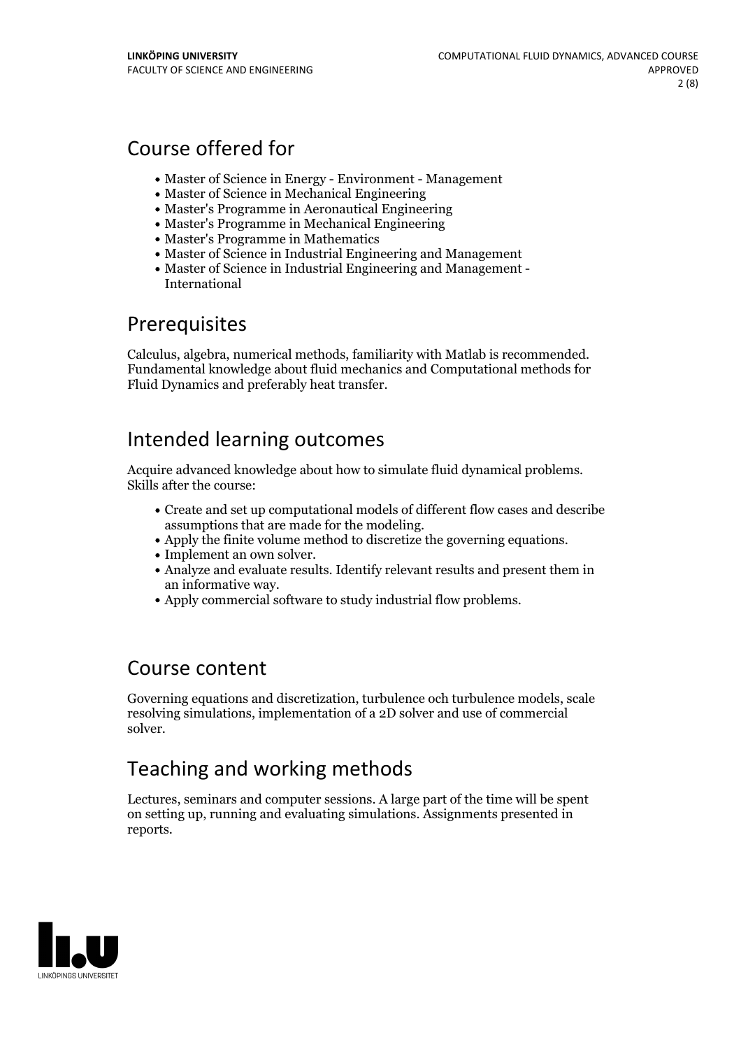## Course offered for

- Master of Science in Energy - Environment - Management
- Master of Science in Mechanical Engineering
- Master's Programme in Aeronautical Engineering
- Master's Programme in Mechanical Engineering
- Master's Programme in Mathematics
- Master of Science in Industrial Engineering and Management
- Master of Science in Industrial Engineering and Management - International

## Prerequisites

Calculus, algebra, numerical methods, familiarity with Matlab is recommended. Fundamental knowledge about fluid mechanics and Computational methods for Fluid Dynamics and preferably heat transfer.

## Intended learning outcomes

Acquire advanced knowledge about how to simulate fluid dynamical problems. Skills after the course:

- Create and set up computational models of different flow cases and describe assumptions that are made for the modeling.
- Apply the finite volume method to discretize the governing equations.
- Implement an own solver.
- Analyze and evaluate results. Identify relevant results and present them in an informative way.
- Apply commercial software to study industrial flow problems.

## Course content

Governing equations and discretization, turbulence och turbulence models, scale resolving simulations, implementation of a 2D solver and use of commercial solver.

## Teaching and working methods

Lectures, seminars and computer sessions. A large part of the time will be spent on setting up, running and evaluating simulations. Assignments presented in reports.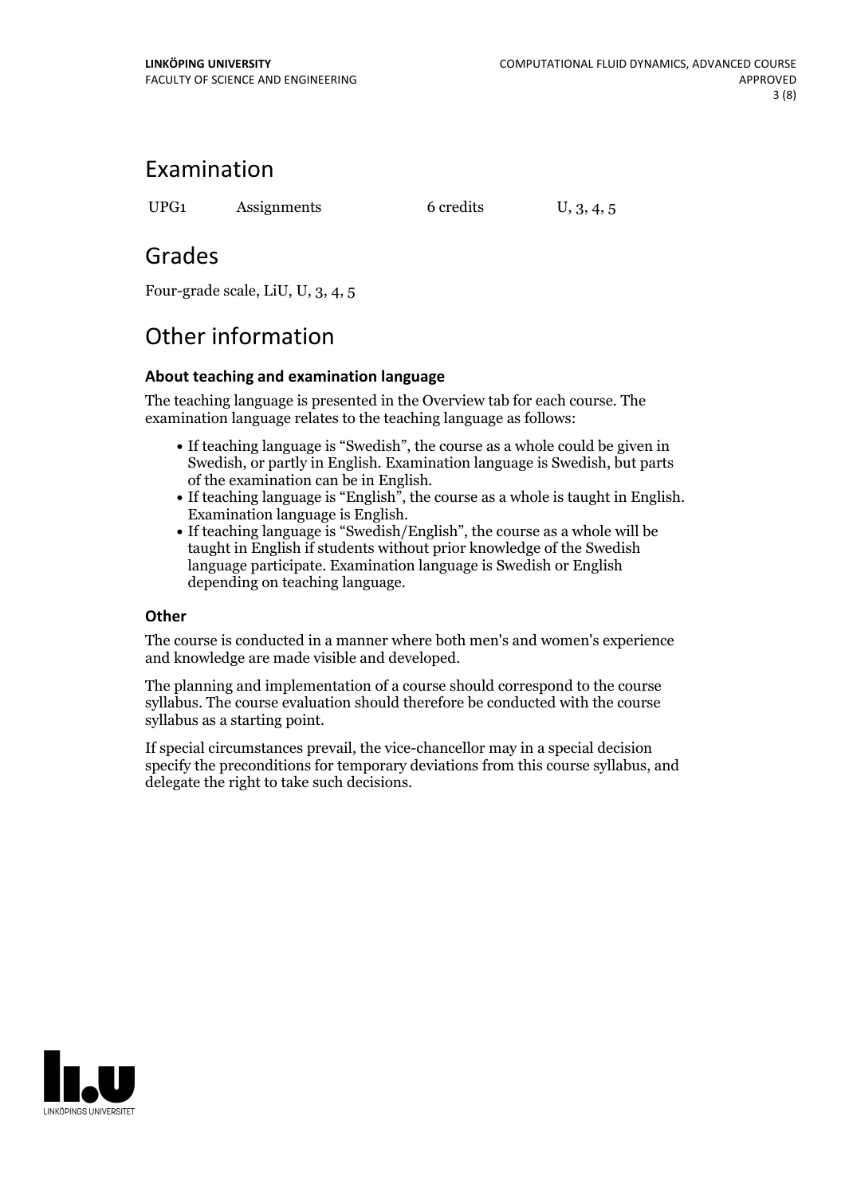## Examination

| UPG1 | Assignments | 6 credits | U, 3, 4, 5 |
|---|---|---|---|

## Grades

Four-grade scale, LiU, U, 3, 4, 5

## Other information

### About teaching and examination language

The teaching language is presented in the Overview tab for each course. The examination language relates to the teaching language as follows:

- If teaching language is "Swedish", the course as a whole could be given in Swedish, or partly in English. Examination language is Swedish, but parts of the examination can be in English.
- If teaching language is "English", the course as a whole is taught in English. Examination language is English.
- If teaching language is "Swedish/English", the course as a whole will be taught in English if students without prior knowledge of the Swedish language participate. Examination language is Swedish or English depending on teaching language.

### Other

The course is conducted in a manner where both men's and women's experience and knowledge are made visible and developed.

The planning and implementation of a course should correspond to the course syllabus. The course evaluation should therefore be conducted with the course syllabus as a starting point.

If special circumstances prevail, the vice-chancellor may in a special decision specify the preconditions for temporary deviations from this course syllabus, and delegate the right to take such decisions.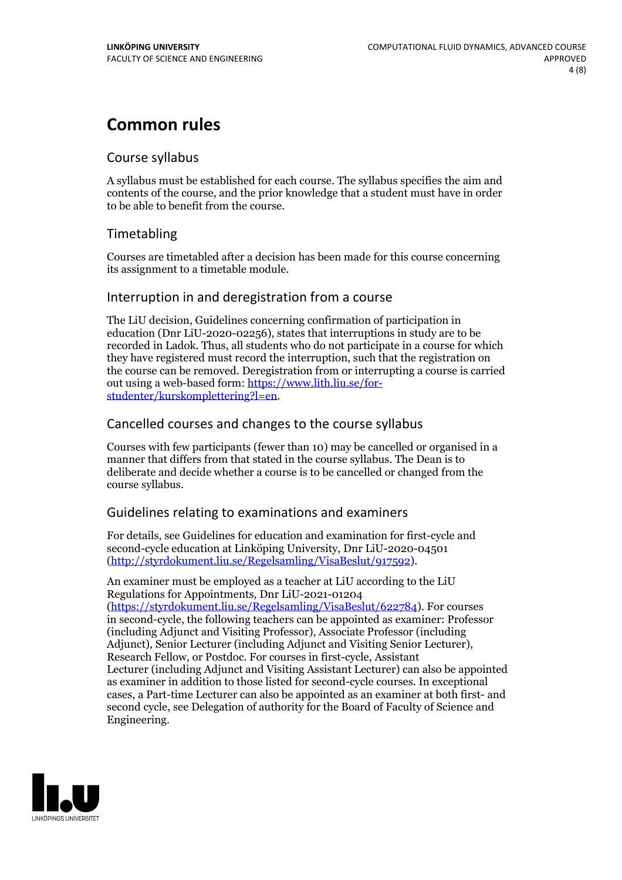# Common rules

## Course syllabus

A syllabus must be established for each course. The syllabus specifies the aim and contents of the course, and the prior knowledge that a student must have in order to be able to benefit from the course.

## Timetabling

Courses are timetabled after a decision has been made for this course concerning its assignment to a timetable module.

## Interruption in and deregistration from a course

The LiU decision, Guidelines concerning confirmation of participation in education (Dnr LiU-2020-02256), states that interruptions in study are to be recorded in Ladok. Thus, all students who do not participate in a course for which they have registered must record the interruption, such that the registration on the course can be removed. Deregistration from or interrupting a course is carried out using a web-based form: https://www.lith.liu.se/for-studenter/kurskomplettering?l=en.

## Cancelled courses and changes to the course syllabus

Courses with few participants (fewer than 10) may be cancelled or organised in a manner that differs from that stated in the course syllabus. The Dean is to deliberate and decide whether a course is to be cancelled or changed from the course syllabus.

## Guidelines relating to examinations and examiners

For details, see Guidelines for education and examination for first-cycle and second-cycle education at Linköping University, Dnr LiU-2020-04501 (http://styrdokument.liu.se/Regelsamling/VisaBeslut/917592).

An examiner must be employed as a teacher at LiU according to the LiU Regulations for Appointments, Dnr LiU-2021-01204 (https://styrdokument.liu.se/Regelsamling/VisaBeslut/622784). For courses in second-cycle, the following teachers can be appointed as examiner: Professor (including Adjunct and Visiting Professor), Associate Professor (including Adjunct), Senior Lecturer (including Adjunct and Visiting Senior Lecturer), Research Fellow, or Postdoc. For courses in first-cycle, Assistant Lecturer (including Adjunct and Visiting Assistant Lecturer) can also be appointed as examiner in addition to those listed for second-cycle courses. In exceptional cases, a Part-time Lecturer can also be appointed as an examiner at both first- and second cycle, see Delegation of authority for the Board of Faculty of Science and Engineering.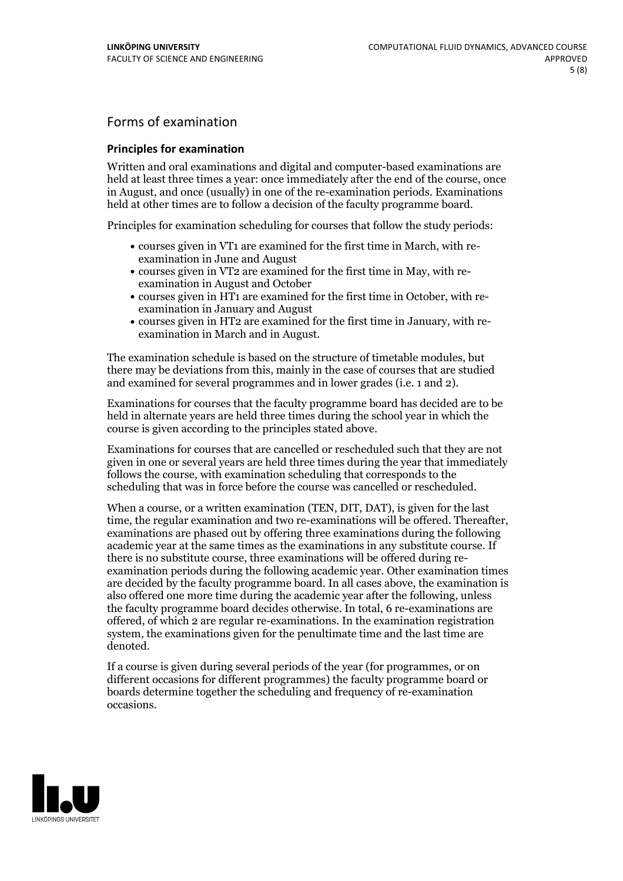## Forms of examination

### Principles for examination

Written and oral examinations and digital and computer-based examinations are held at least three times a year: once immediately after the end of the course, once in August, and once (usually) in one of the re-examination periods. Examinations held at other times are to follow a decision of the faculty programme board.

Principles for examination scheduling for courses that follow the study periods:

- courses given in VT1 are examined for the first time in March, with re-examination in June and August
- courses given in VT2 are examined for the first time in May, with re-examination in August and October
- courses given in HT1 are examined for the first time in October, with re-examination in January and August
- courses given in HT2 are examined for the first time in January, with re-examination in March and in August.

The examination schedule is based on the structure of timetable modules, but there may be deviations from this, mainly in the case of courses that are studied and examined for several programmes and in lower grades (i.e. 1 and 2).

Examinations for courses that the faculty programme board has decided are to be held in alternate years are held three times during the school year in which the course is given according to the principles stated above.

Examinations for courses that are cancelled or rescheduled such that they are not given in one or several years are held three times during the year that immediately follows the course, with examination scheduling that corresponds to the scheduling that was in force before the course was cancelled or rescheduled.

When a course, or a written examination (TEN, DIT, DAT), is given for the last time, the regular examination and two re-examinations will be offered. Thereafter, examinations are phased out by offering three examinations during the following academic year at the same times as the examinations in any substitute course. If there is no substitute course, three examinations will be offered during re-examination periods during the following academic year. Other examination times are decided by the faculty programme board. In all cases above, the examination is also offered one more time during the academic year after the following, unless the faculty programme board decides otherwise. In total, 6 re-examinations are offered, of which 2 are regular re-examinations. In the examination registration system, the examinations given for the penultimate time and the last time are denoted.

If a course is given during several periods of the year (for programmes, or on different occasions for different programmes) the faculty programme board or boards determine together the scheduling and frequency of re-examination occasions.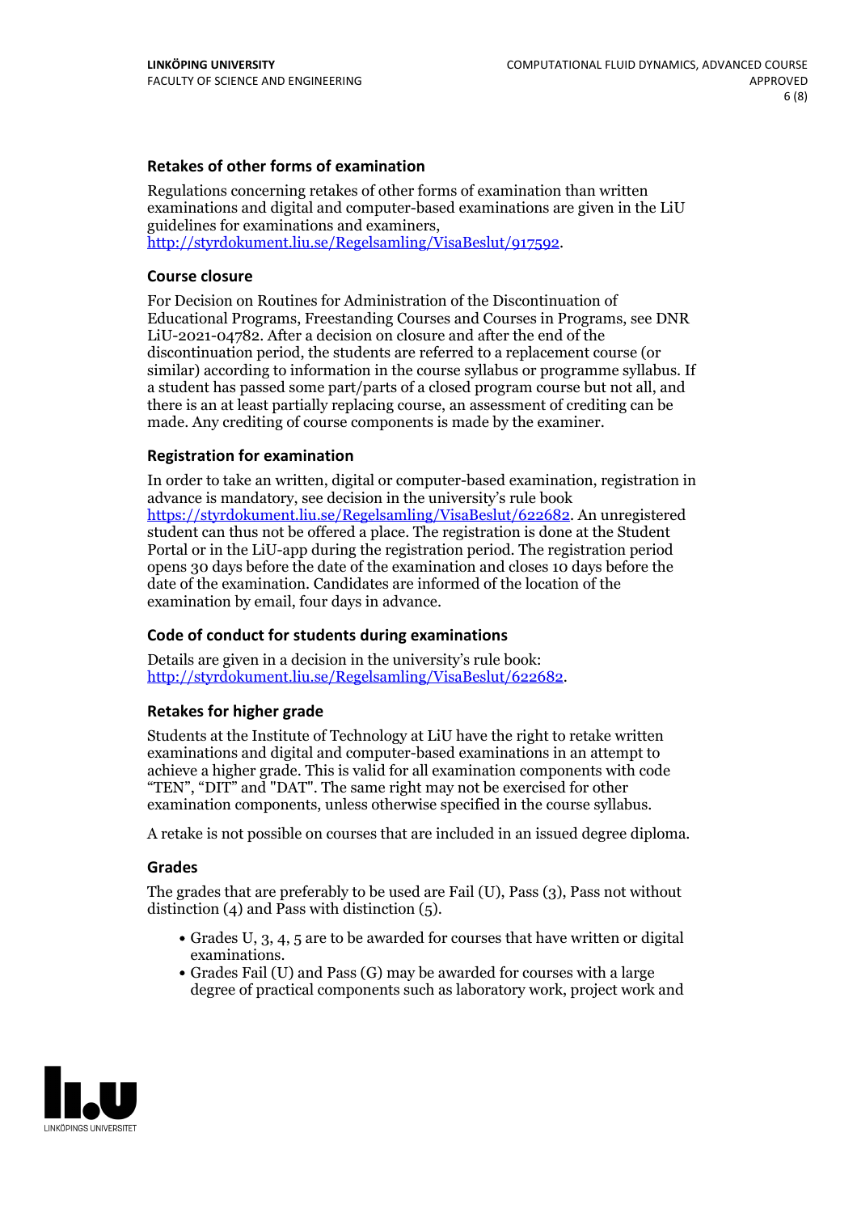### Retakes of other forms of examination

Regulations concerning retakes of other forms of examination than written examinations and digital and computer-based examinations are given in the LiU guidelines for examinations and examiners, http://styrdokument.liu.se/Regelsamling/VisaBeslut/917592.

### Course closure

For Decision on Routines for Administration of the Discontinuation of Educational Programs, Freestanding Courses and Courses in Programs, see DNR LiU-2021-04782. After a decision on closure and after the end of the discontinuation period, the students are referred to a replacement course (or similar) according to information in the course syllabus or programme syllabus. If a student has passed some part/parts of a closed program course but not all, and there is an at least partially replacing course, an assessment of crediting can be made. Any crediting of course components is made by the examiner.

### Registration for examination

In order to take an written, digital or computer-based examination, registration in advance is mandatory, see decision in the university's rule book https://styrdokument.liu.se/Regelsamling/VisaBeslut/622682. An unregistered student can thus not be offered a place. The registration is done at the Student Portal or in the LiU-app during the registration period. The registration period opens 30 days before the date of the examination and closes 10 days before the date of the examination. Candidates are informed of the location of the examination by email, four days in advance.

### Code of conduct for students during examinations

Details are given in a decision in the university's rule book: http://styrdokument.liu.se/Regelsamling/VisaBeslut/622682.

### Retakes for higher grade

Students at the Institute of Technology at LiU have the right to retake written examinations and digital and computer-based examinations in an attempt to achieve a higher grade. This is valid for all examination components with code "TEN", "DIT" and "DAT". The same right may not be exercised for other examination components, unless otherwise specified in the course syllabus.

A retake is not possible on courses that are included in an issued degree diploma.

### Grades

The grades that are preferably to be used are Fail (U), Pass (3), Pass not without distinction (4) and Pass with distinction (5).

- Grades U, 3, 4, 5 are to be awarded for courses that have written or digital examinations.
- Grades Fail (U) and Pass (G) may be awarded for courses with a large degree of practical components such as laboratory work, project work and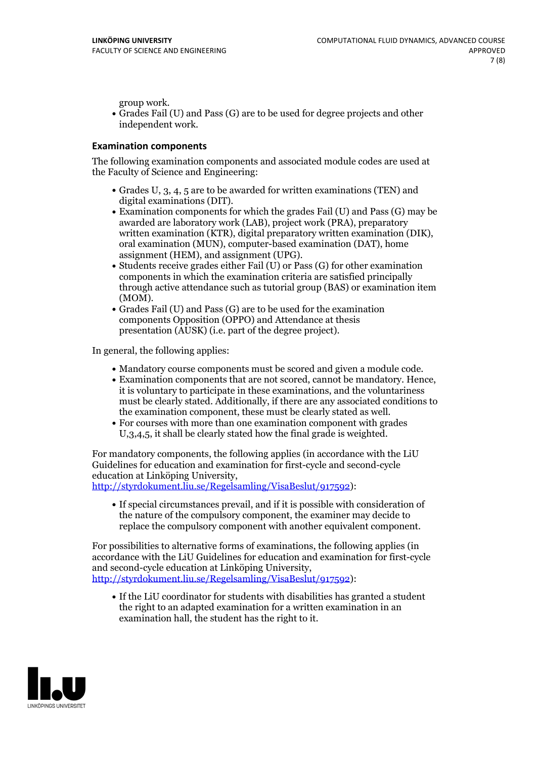group work.

- Grades Fail (U) and Pass (G) are to be used for degree projects and other independent work.

### Examination components

The following examination components and associated module codes are used at the Faculty of Science and Engineering:

- Grades U, 3, 4, 5 are to be awarded for written examinations (TEN) and digital examinations (DIT).
- Examination components for which the grades Fail (U) and Pass (G) may be awarded are laboratory work (LAB), project work (PRA), preparatory written examination (KTR), digital preparatory written examination (DIK), oral examination (MUN), computer-based examination (DAT), home assignment (HEM), and assignment (UPG).
- Students receive grades either Fail (U) or Pass (G) for other examination components in which the examination criteria are satisfied principally through active attendance such as tutorial group (BAS) or examination item (MOM).
- Grades Fail (U) and Pass (G) are to be used for the examination components Opposition (OPPO) and Attendance at thesis presentation (AUSK) (i.e. part of the degree project).

In general, the following applies:

- Mandatory course components must be scored and given a module code.
- Examination components that are not scored, cannot be mandatory. Hence, it is voluntary to participate in these examinations, and the voluntariness must be clearly stated. Additionally, if there are any associated conditions to the examination component, these must be clearly stated as well.
- For courses with more than one examination component with grades U,3,4,5, it shall be clearly stated how the final grade is weighted.

For mandatory components, the following applies (in accordance with the LiU Guidelines for education and examination for first-cycle and second-cycle education at Linköping University, http://styrdokument.liu.se/Regelsamling/VisaBeslut/917592):

- If special circumstances prevail, and if it is possible with consideration of the nature of the compulsory component, the examiner may decide to replace the compulsory component with another equivalent component.

For possibilities to alternative forms of examinations, the following applies (in accordance with the LiU Guidelines for education and examination for first-cycle and second-cycle education at Linköping University, http://styrdokument.liu.se/Regelsamling/VisaBeslut/917592):

- If the LiU coordinator for students with disabilities has granted a student the right to an adapted examination for a written examination in an examination hall, the student has the right to it.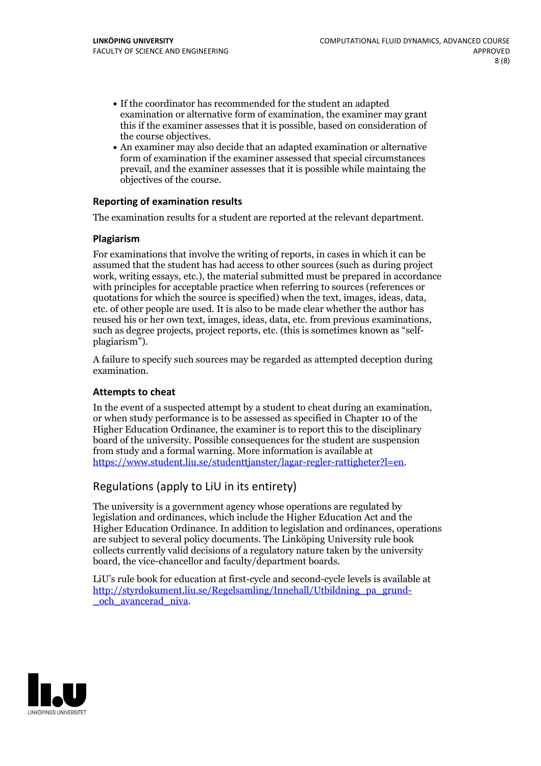- If the coordinator has recommended for the student an adapted examination or alternative form of examination, the examiner may grant this if the examiner assesses that it is possible, based on consideration of the course objectives.
- An examiner may also decide that an adapted examination or alternative form of examination if the examiner assessed that special circumstances prevail, and the examiner assesses that it is possible while maintaing the objectives of the course.

### Reporting of examination results

The examination results for a student are reported at the relevant department.

### Plagiarism

For examinations that involve the writing of reports, in cases in which it can be assumed that the student has had access to other sources (such as during project work, writing essays, etc.), the material submitted must be prepared in accordance with principles for acceptable practice when referring to sources (references or quotations for which the source is specified) when the text, images, ideas, data, etc. of other people are used. It is also to be made clear whether the author has reused his or her own text, images, ideas, data, etc. from previous examinations, such as degree projects, project reports, etc. (this is sometimes known as "self-plagiarism").

A failure to specify such sources may be regarded as attempted deception during examination.

### Attempts to cheat

In the event of a suspected attempt by a student to cheat during an examination, or when study performance is to be assessed as specified in Chapter 10 of the Higher Education Ordinance, the examiner is to report this to the disciplinary board of the university. Possible consequences for the student are suspension from study and a formal warning. More information is available at https://www.student.liu.se/studenttjanster/lagar-regler-rattigheter?l=en.

## Regulations (apply to LiU in its entirety)

The university is a government agency whose operations are regulated by legislation and ordinances, which include the Higher Education Act and the Higher Education Ordinance. In addition to legislation and ordinances, operations are subject to several policy documents. The Linköping University rule book collects currently valid decisions of a regulatory nature taken by the university board, the vice-chancellor and faculty/department boards.

LiU's rule book for education at first-cycle and second-cycle levels is available at http://styrdokument.liu.se/Regelsamling/Innehall/Utbildning_pa_grund-_och_avancerad_niva.